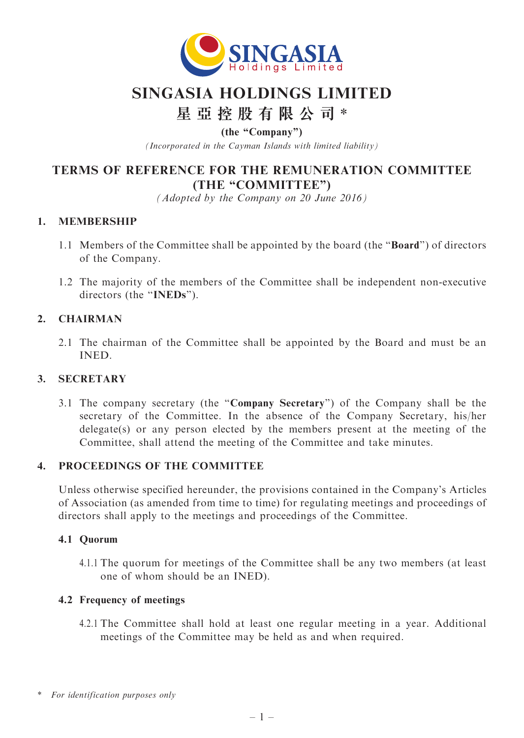# SINGASIA HOLDINGS LIMITED

# 星亞控股有限公司*

**(the "Company")**

*(Incorporated in the Cayman Islands with limited liability)*

## TERMS OF REFERENCE FOR THE REMUNERATION COMMITTEE (THE "COMMITTEE")

*(Adopted by the Company on 20 June 2016)*

### 1. MEMBERSHIP

1.1 Members of the Committee shall be appointed by the board (the "**Board**") of directors of the Company.

1.2 The majority of the members of the Committee shall be independent non-executive directors (the "**INEDs**").

### 2. CHAIRMAN

2.1 The chairman of the Committee shall be appointed by the Board and must be an INED.

### 3. SECRETARY

3.1 The company secretary (the "**Company Secretary**") of the Company shall be the secretary of the Committee. In the absence of the Company Secretary, his/her delegate(s) or any person elected by the members present at the meeting of the Committee, shall attend the meeting of the Committee and take minutes.

### 4. PROCEEDINGS OF THE COMMITTEE

Unless otherwise specified hereunder, the provisions contained in the Company's Articles of Association (as amended from time to time) for regulating meetings and proceedings of directors shall apply to the meetings and proceedings of the Committee.

#### 4.1 Quorum

4.1.1 The quorum for meetings of the Committee shall be any two members (at least one of whom should be an INED).

#### 4.2 Frequency of meetings

4.2.1 The Committee shall hold at least one regular meeting in a year. Additional meetings of the Committee may be held as and when required.

\* *For identification purposes only*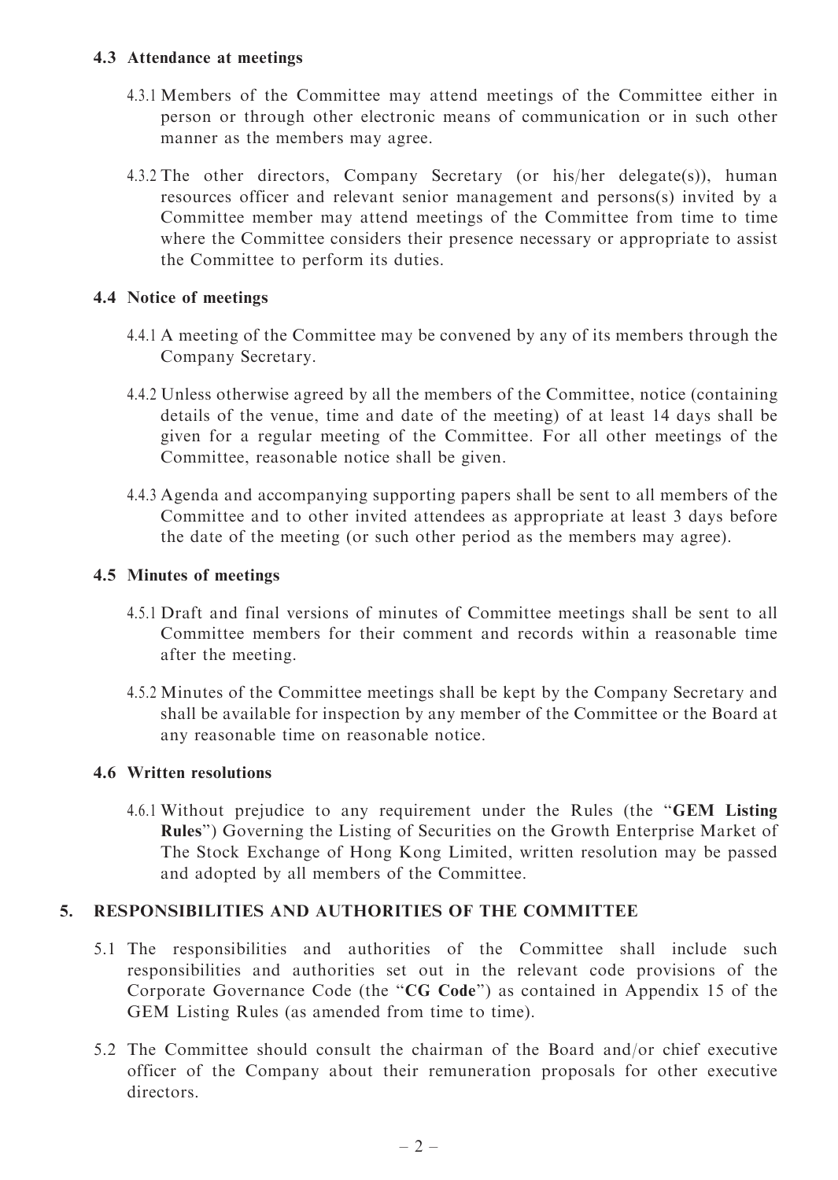### 4.3 Attendance at meetings

4.3.1 Members of the Committee may attend meetings of the Committee either in person or through other electronic means of communication or in such other manner as the members may agree.

4.3.2 The other directors, Company Secretary (or his/her delegate(s)), human resources officer and relevant senior management and persons(s) invited by a Committee member may attend meetings of the Committee from time to time where the Committee considers their presence necessary or appropriate to assist the Committee to perform its duties.

### 4.4 Notice of meetings

4.4.1 A meeting of the Committee may be convened by any of its members through the Company Secretary.

4.4.2 Unless otherwise agreed by all the members of the Committee, notice (containing details of the venue, time and date of the meeting) of at least 14 days shall be given for a regular meeting of the Committee. For all other meetings of the Committee, reasonable notice shall be given.

4.4.3 Agenda and accompanying supporting papers shall be sent to all members of the Committee and to other invited attendees as appropriate at least 3 days before the date of the meeting (or such other period as the members may agree).

### 4.5 Minutes of meetings

4.5.1 Draft and final versions of minutes of Committee meetings shall be sent to all Committee members for their comment and records within a reasonable time after the meeting.

4.5.2 Minutes of the Committee meetings shall be kept by the Company Secretary and shall be available for inspection by any member of the Committee or the Board at any reasonable time on reasonable notice.

### 4.6 Written resolutions

4.6.1 Without prejudice to any requirement under the Rules (the "**GEM Listing Rules**") Governing the Listing of Securities on the Growth Enterprise Market of The Stock Exchange of Hong Kong Limited, written resolution may be passed and adopted by all members of the Committee.

## 5. RESPONSIBILITIES AND AUTHORITIES OF THE COMMITTEE

5.1 The responsibilities and authorities of the Committee shall include such responsibilities and authorities set out in the relevant code provisions of the Corporate Governance Code (the "**CG Code**") as contained in Appendix 15 of the GEM Listing Rules (as amended from time to time).

5.2 The Committee should consult the chairman of the Board and/or chief executive officer of the Company about their remuneration proposals for other executive directors.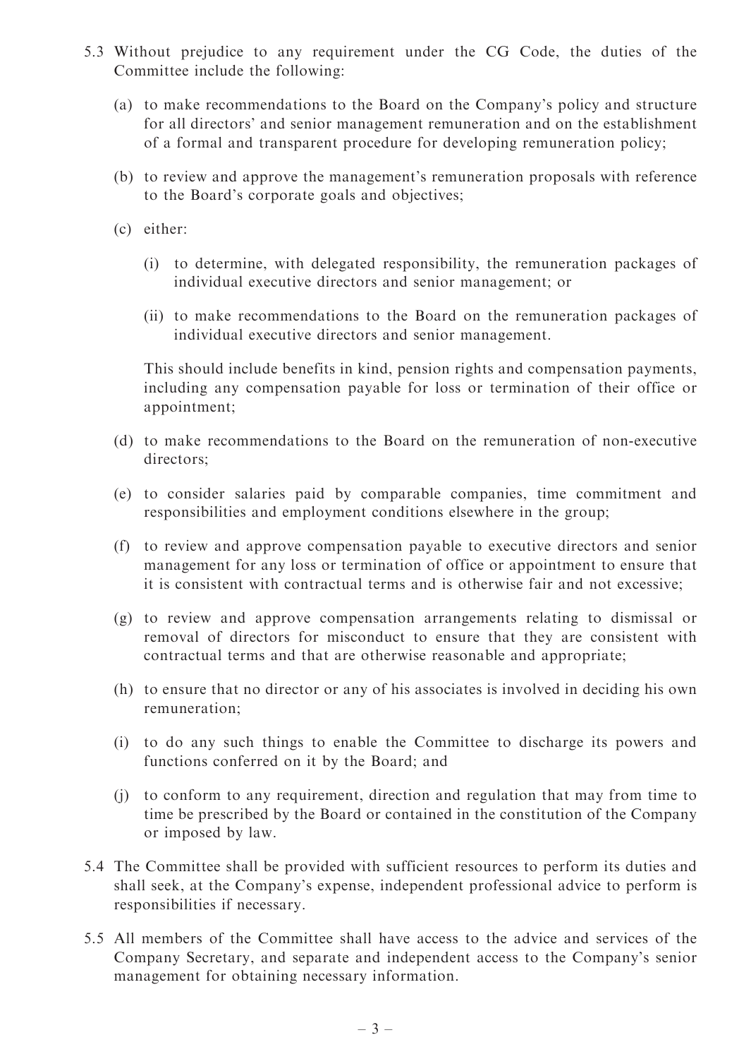5.3 Without prejudice to any requirement under the CG Code, the duties of the Committee include the following:

   (a) to make recommendations to the Board on the Company's policy and structure for all directors' and senior management remuneration and on the establishment of a formal and transparent procedure for developing remuneration policy;

   (b) to review and approve the management's remuneration proposals with reference to the Board's corporate goals and objectives;

   (c) either:

      (i) to determine, with delegated responsibility, the remuneration packages of individual executive directors and senior management; or

      (ii) to make recommendations to the Board on the remuneration packages of individual executive directors and senior management.

   This should include benefits in kind, pension rights and compensation payments, including any compensation payable for loss or termination of their office or appointment;

   (d) to make recommendations to the Board on the remuneration of non-executive directors;

   (e) to consider salaries paid by comparable companies, time commitment and responsibilities and employment conditions elsewhere in the group;

   (f) to review and approve compensation payable to executive directors and senior management for any loss or termination of office or appointment to ensure that it is consistent with contractual terms and is otherwise fair and not excessive;

   (g) to review and approve compensation arrangements relating to dismissal or removal of directors for misconduct to ensure that they are consistent with contractual terms and that are otherwise reasonable and appropriate;

   (h) to ensure that no director or any of his associates is involved in deciding his own remuneration;

   (i) to do any such things to enable the Committee to discharge its powers and functions conferred on it by the Board; and

   (j) to conform to any requirement, direction and regulation that may from time to time be prescribed by the Board or contained in the constitution of the Company or imposed by law.

5.4 The Committee shall be provided with sufficient resources to perform its duties and shall seek, at the Company's expense, independent professional advice to perform is responsibilities if necessary.

5.5 All members of the Committee shall have access to the advice and services of the Company Secretary, and separate and independent access to the Company's senior management for obtaining necessary information.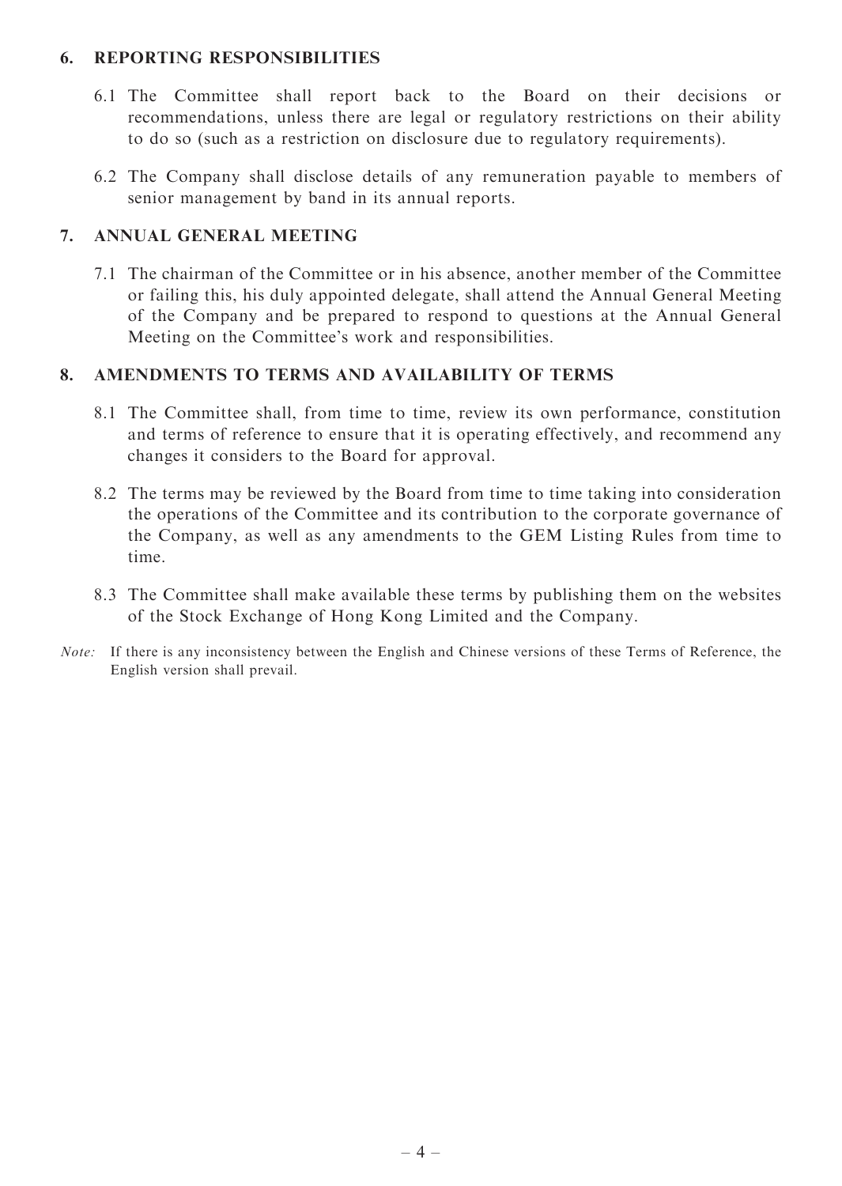## 6. REPORTING RESPONSIBILITIES

6.1 The Committee shall report back to the Board on their decisions or recommendations, unless there are legal or regulatory restrictions on their ability to do so (such as a restriction on disclosure due to regulatory requirements).

6.2 The Company shall disclose details of any remuneration payable to members of senior management by band in its annual reports.

## 7. ANNUAL GENERAL MEETING

7.1 The chairman of the Committee or in his absence, another member of the Committee or failing this, his duly appointed delegate, shall attend the Annual General Meeting of the Company and be prepared to respond to questions at the Annual General Meeting on the Committee's work and responsibilities.

## 8. AMENDMENTS TO TERMS AND AVAILABILITY OF TERMS

8.1 The Committee shall, from time to time, review its own performance, constitution and terms of reference to ensure that it is operating effectively, and recommend any changes it considers to the Board for approval.

8.2 The terms may be reviewed by the Board from time to time taking into consideration the operations of the Committee and its contribution to the corporate governance of the Company, as well as any amendments to the GEM Listing Rules from time to time.

8.3 The Committee shall make available these terms by publishing them on the websites of the Stock Exchange of Hong Kong Limited and the Company.

*Note:* If there is any inconsistency between the English and Chinese versions of these Terms of Reference, the English version shall prevail.